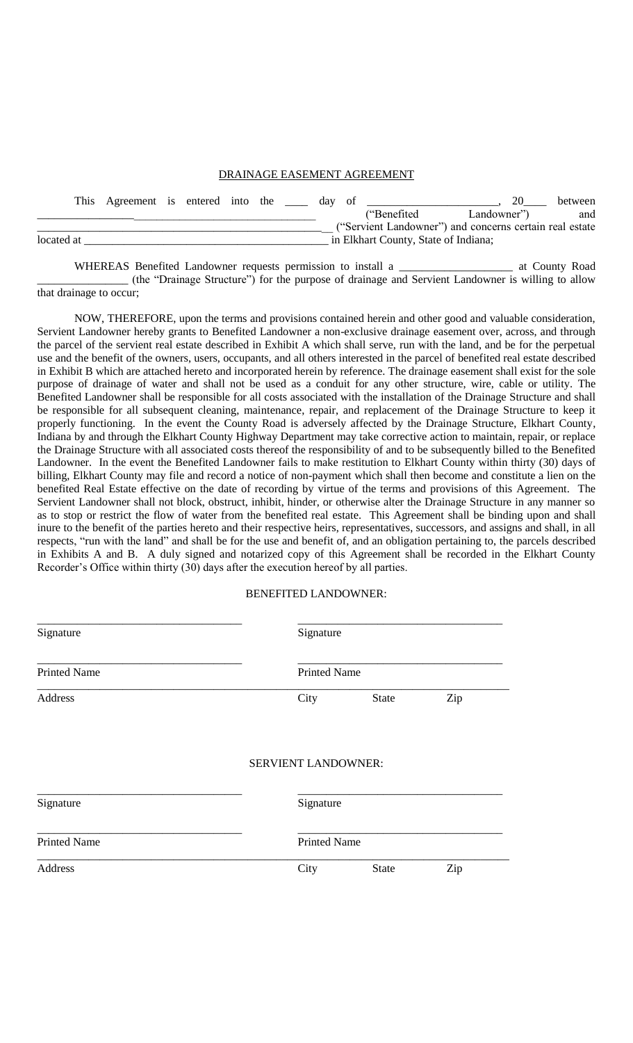# DRAINAGE EASEMENT AGREEMENT

This Agreement is entered into the ____ day of ______________________, 20____ between ________________________________________________ ("Benefited Landowner") and ____________________________________________________ ("Servient Landowner") and concerns certain real estate located at ___________________________________________ in Elkhart County, State of Indiana;

WHEREAS Benefited Landowner requests permission to install a ___________________ at County Road ________________ (the "Drainage Structure") for the purpose of drainage and Servient Landowner is willing to allow that drainage to occur;

NOW, THEREFORE, upon the terms and provisions contained herein and other good and valuable consideration, Servient Landowner hereby grants to Benefited Landowner a non-exclusive drainage easement over, across, and through the parcel of the servient real estate described in Exhibit A which shall serve, run with the land, and be for the perpetual use and the benefit of the owners, users, occupants, and all others interested in the parcel of benefited real estate described in Exhibit B which are attached hereto and incorporated herein by reference. The drainage easement shall exist for the sole purpose of drainage of water and shall not be used as a conduit for any other structure, wire, cable or utility. The Benefited Landowner shall be responsible for all costs associated with the installation of the Drainage Structure and shall be responsible for all subsequent cleaning, maintenance, repair, and replacement of the Drainage Structure to keep it properly functioning. In the event the County Road is adversely affected by the Drainage Structure, Elkhart County, Indiana by and through the Elkhart County Highway Department may take corrective action to maintain, repair, or replace the Drainage Structure with all associated costs thereof the responsibility of and to be subsequently billed to the Benefited Landowner. In the event the Benefited Landowner fails to make restitution to Elkhart County within thirty (30) days of billing, Elkhart County may file and record a notice of non-payment which shall then become and constitute a lien on the benefited Real Estate effective on the date of recording by virtue of the terms and provisions of this Agreement. The Servient Landowner shall not block, obstruct, inhibit, hinder, or otherwise alter the Drainage Structure in any manner so as to stop or restrict the flow of water from the benefited real estate. This Agreement shall be binding upon and shall inure to the benefit of the parties hereto and their respective heirs, representatives, successors, and assigns and shall, in all respects, "run with the land" and shall be for the use and benefit of, and an obligation pertaining to, the parcels described in Exhibits A and B. A duly signed and notarized copy of this Agreement shall be recorded in the Elkhart County Recorder's Office within thirty (30) days after the execution hereof by all parties.

BENEFITED LANDOWNER:

| | |
|---|---|
| ______________________________ | ______________________________ |
| Signature | Signature |
| ______________________________ | ______________________________ |
| Printed Name | Printed Name |

____________________________________________________________________

Address &nbsp;&nbsp;&nbsp;&nbsp;&nbsp;&nbsp;&nbsp;&nbsp;&nbsp;&nbsp; City &nbsp;&nbsp;&nbsp;&nbsp; State &nbsp;&nbsp;&nbsp;&nbsp; Zip

SERVIENT LANDOWNER:

| | |
|---|---|
| ______________________________ | ______________________________ |
| Signature | Signature |
| ______________________________ | ______________________________ |
| Printed Name | Printed Name |

____________________________________________________________________

Address &nbsp;&nbsp;&nbsp;&nbsp;&nbsp;&nbsp;&nbsp;&nbsp;&nbsp;&nbsp; City &nbsp;&nbsp;&nbsp;&nbsp; State &nbsp;&nbsp;&nbsp;&nbsp; Zip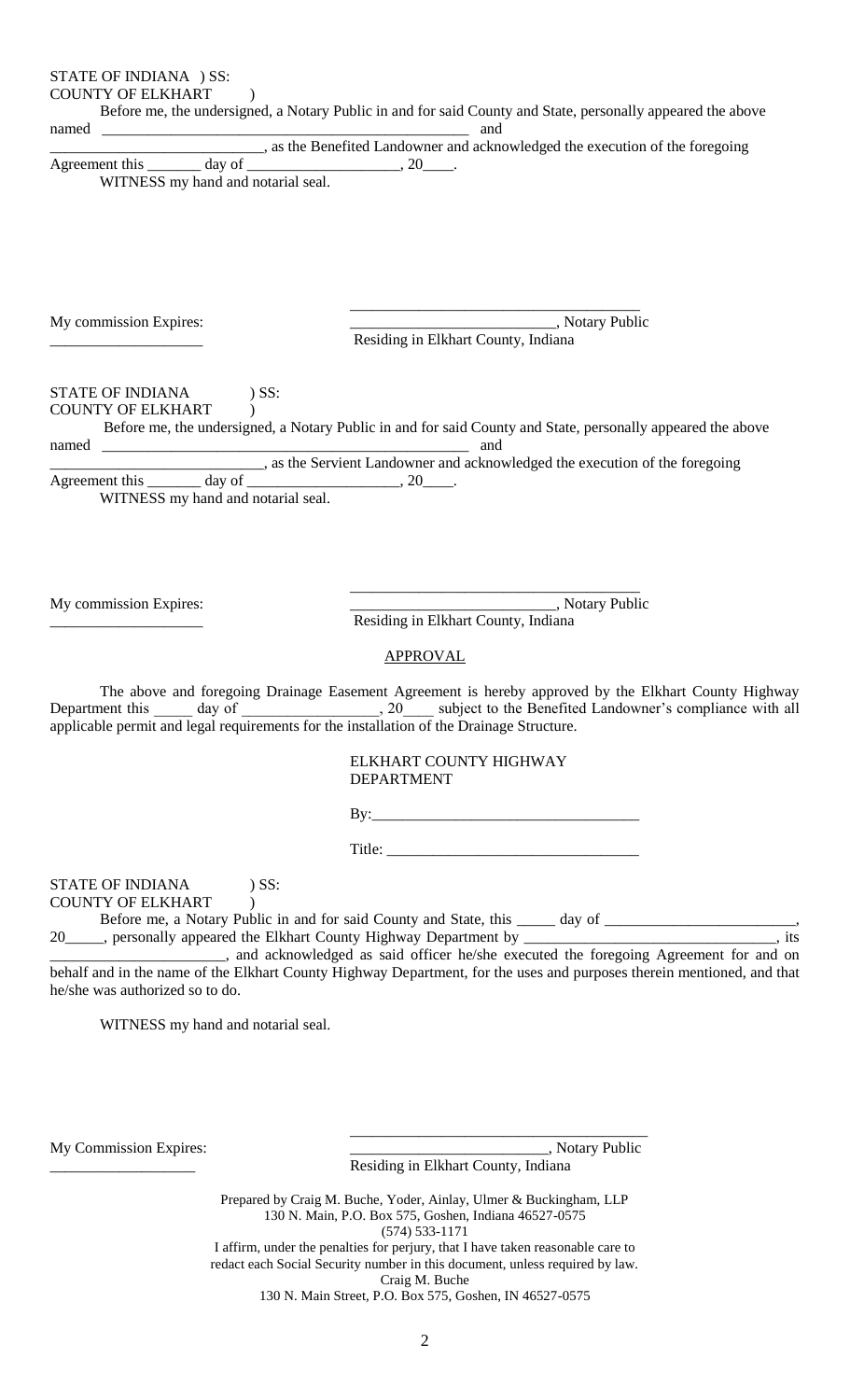STATE OF INDIANA ) SS:
COUNTY OF ELKHART )

Before me, the undersigned, a Notary Public in and for said County and State, personally appeared the above named ______________________________________________ and ___________________________, as the Benefited Landowner and acknowledged the execution of the foregoing Agreement this _______ day of ___________________, 20____.

WITNESS my hand and notarial seal.

_____________________________________
__________________________, Notary Public
Residing in Elkhart County, Indiana

My commission Expires:
____________________

STATE OF INDIANA ) SS:
COUNTY OF ELKHART )

Before me, the undersigned, a Notary Public in and for said County and State, personally appeared the above named ______________________________________________ and ___________________________, as the Servient Landowner and acknowledged the execution of the foregoing Agreement this _______ day of ___________________, 20____.

WITNESS my hand and notarial seal.

_____________________________________
__________________________, Notary Public
Residing in Elkhart County, Indiana

My commission Expires:
____________________

## APPROVAL

The above and foregoing Drainage Easement Agreement is hereby approved by the Elkhart County Highway Department this _____ day of _________________, 20____ subject to the Benefited Landowner's compliance with all applicable permit and legal requirements for the installation of the Drainage Structure.

ELKHART COUNTY HIGHWAY DEPARTMENT

By:__________________________________

Title: ________________________________

STATE OF INDIANA ) SS:
COUNTY OF ELKHART )

Before me, a Notary Public in and for said County and State, this _____ day of ________________________, 20_____, personally appeared the Elkhart County Highway Department by ________________________________, its ______________________, and acknowledged as said officer he/she executed the foregoing Agreement for and on behalf and in the name of the Elkhart County Highway Department, for the uses and purposes therein mentioned, and that he/she was authorized so to do.

WITNESS my hand and notarial seal.

_____________________________________
__________________________, Notary Public
Residing in Elkhart County, Indiana

My Commission Expires:
___________________

Prepared by Craig M. Buche, Yoder, Ainlay, Ulmer & Buckingham, LLP
130 N. Main, P.O. Box 575, Goshen, Indiana 46527-0575
(574) 533-1171
I affirm, under the penalties for perjury, that I have taken reasonable care to redact each Social Security number in this document, unless required by law.
Craig M. Buche
130 N. Main Street, P.O. Box 575, Goshen, IN 46527-0575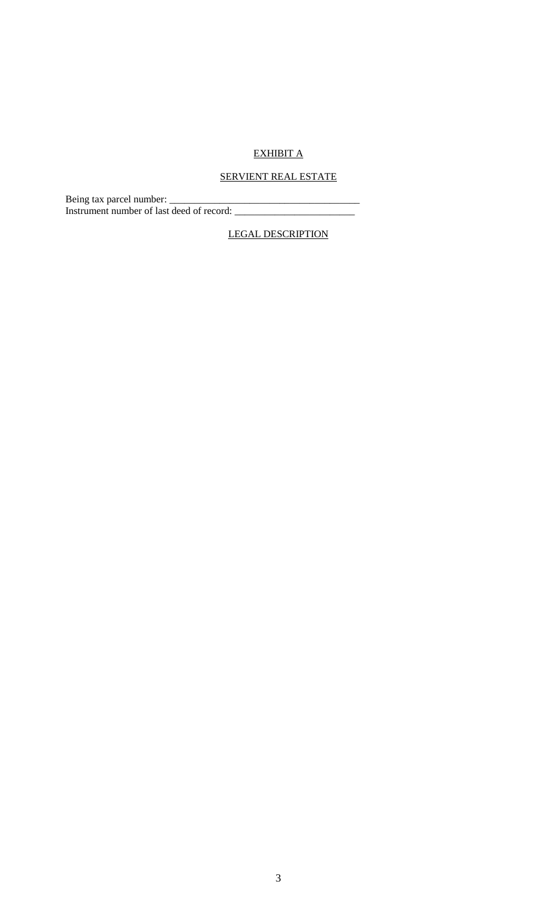# EXHIBIT A

## SERVIENT REAL ESTATE

Being tax parcel number: ______________________________________
Instrument number of last deed of record: ________________________

## LEGAL DESCRIPTION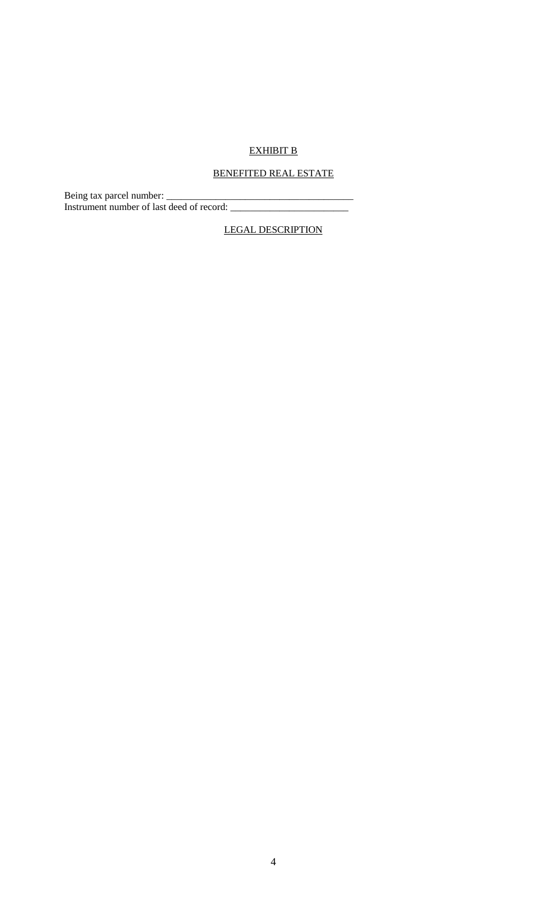EXHIBIT B

BENEFITED REAL ESTATE

Being tax parcel number: ______________________________________
Instrument number of last deed of record: ________________________

LEGAL DESCRIPTION